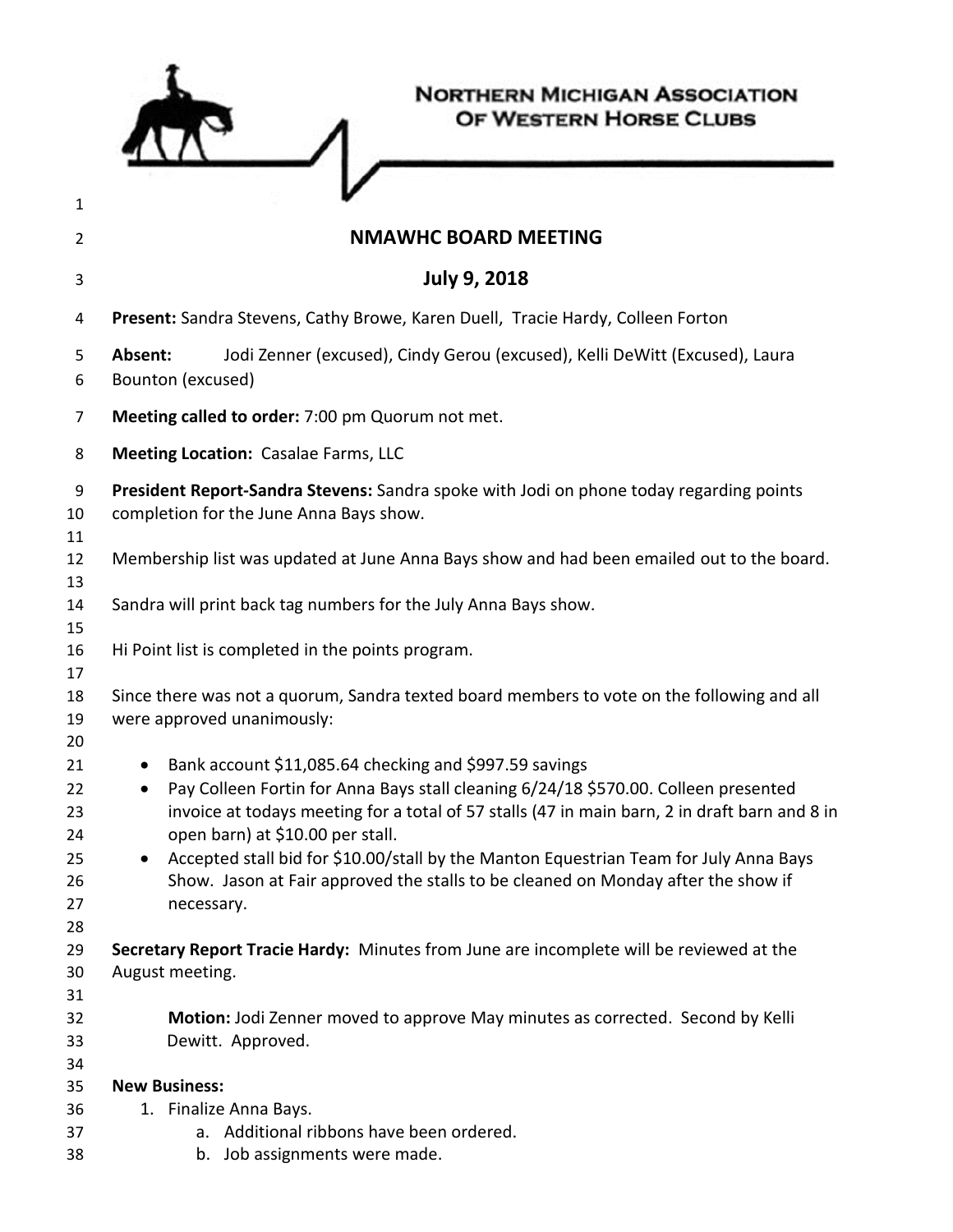NORTHERN MICHIGAN ASSOCIATION OF WESTERN HORSE CLUBS

## NMAWHC BOARD MEETING

## July 9, 2018

**Present:** Sandra Stevens, Cathy Browe, Karen Duell, Tracie Hardy, Colleen Forton

**Absent:** Jodi Zenner (excused), Cindy Gerou (excused), Kelli DeWitt (Excused), Laura Bounton (excused)

**Meeting called to order:** 7:00 pm Quorum not met.

**Meeting Location:** Casalae Farms, LLC

**President Report-Sandra Stevens:** Sandra spoke with Jodi on phone today regarding points completion for the June Anna Bays show.

Membership list was updated at June Anna Bays show and had been emailed out to the board.

Sandra will print back tag numbers for the July Anna Bays show.

Hi Point list is completed in the points program.

Since there was not a quorum, Sandra texted board members to vote on the following and all were approved unanimously:

- Bank account $11,085.64 checking and $997.59 savings
- Pay Colleen Fortin for Anna Bays stall cleaning 6/24/18 $570.00. Colleen presented invoice at todays meeting for a total of 57 stalls (47 in main barn, 2 in draft barn and 8 in open barn) at $10.00 per stall.
- Accepted stall bid for $10.00/stall by the Manton Equestrian Team for July Anna Bays Show. Jason at Fair approved the stalls to be cleaned on Monday after the show if necessary.

**Secretary Report Tracie Hardy:** Minutes from June are incomplete will be reviewed at the August meeting.

> **Motion:** Jodi Zenner moved to approve May minutes as corrected. Second by Kelli Dewitt. Approved.

**New Business:**

1. Finalize Anna Bays.
   a. Additional ribbons have been ordered.
   b. Job assignments were made.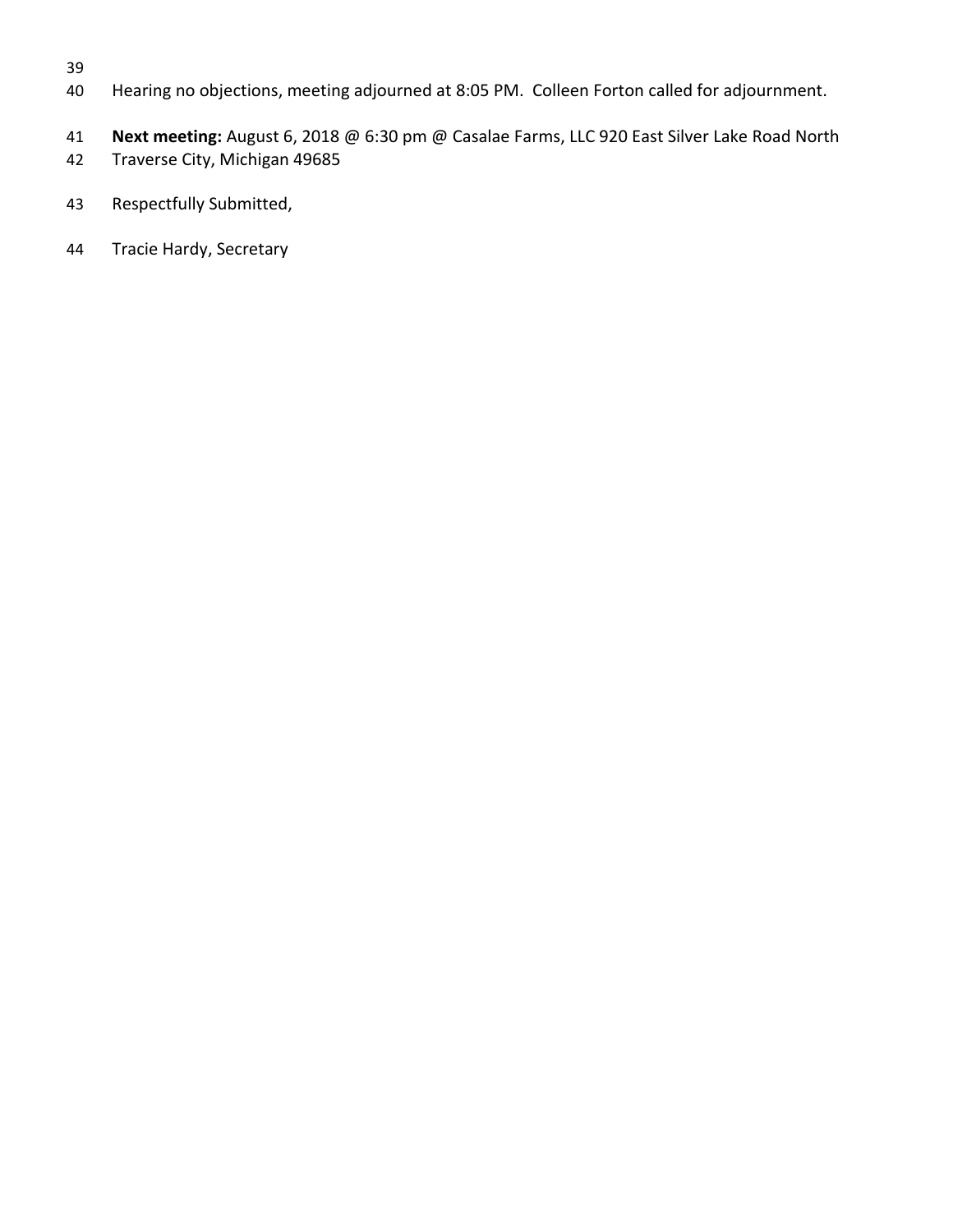Hearing no objections, meeting adjourned at 8:05 PM. Colleen Forton called for adjournment.

**Next meeting:** August 6, 2018 @ 6:30 pm @ Casalae Farms, LLC 920 East Silver Lake Road North Traverse City, Michigan 49685

Respectfully Submitted,

Tracie Hardy, Secretary